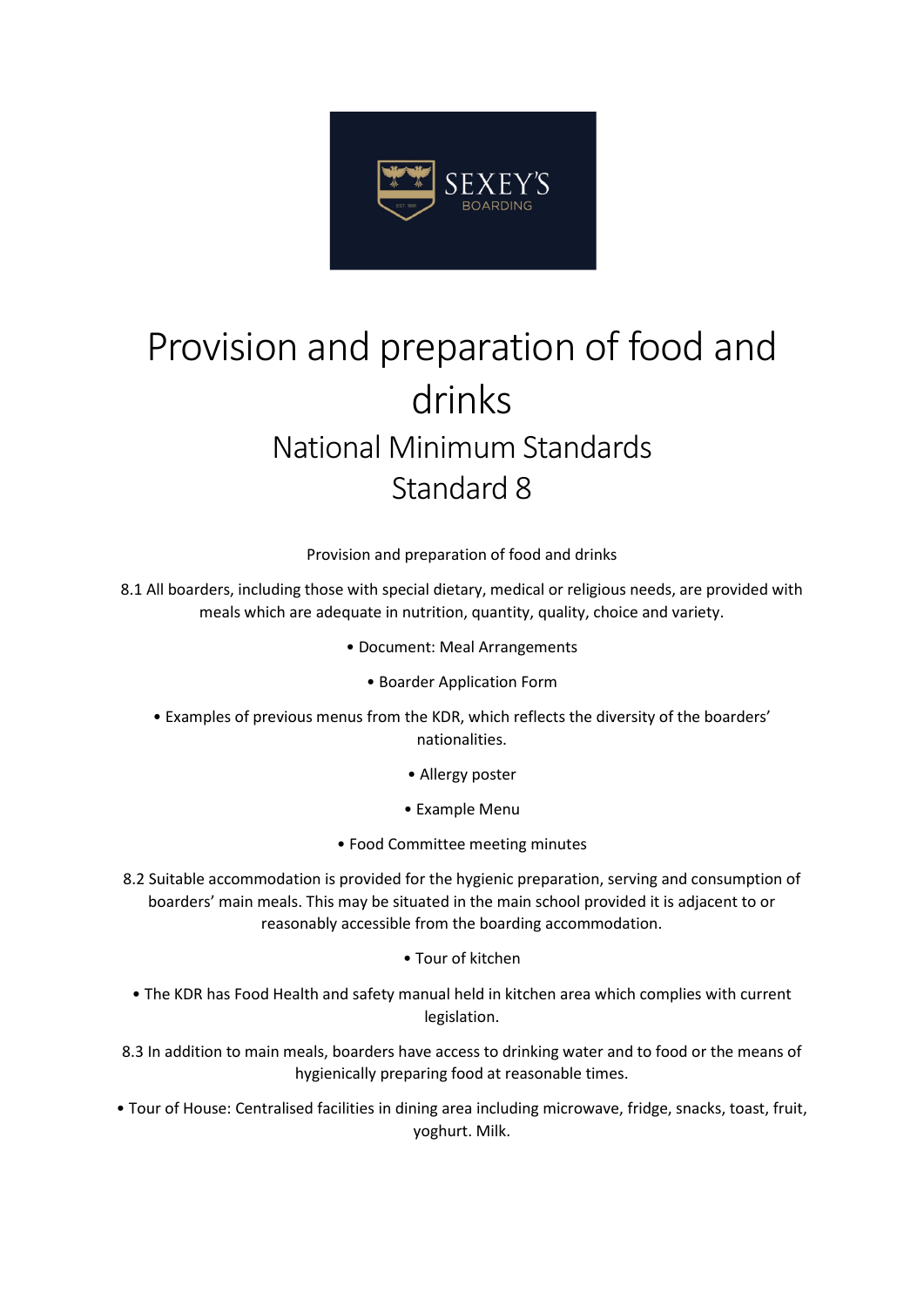# Provision and preparation of food and drinks

## National Minimum Standards
## Standard 8

Provision and preparation of food and drinks

8.1 All boarders, including those with special dietary, medical or religious needs, are provided with meals which are adequate in nutrition, quantity, quality, choice and variety.

- Document: Meal Arrangements
- Boarder Application Form
- Examples of previous menus from the KDR, which reflects the diversity of the boarders' nationalities.
- Allergy poster
- Example Menu
- Food Committee meeting minutes

8.2 Suitable accommodation is provided for the hygienic preparation, serving and consumption of boarders' main meals. This may be situated in the main school provided it is adjacent to or reasonably accessible from the boarding accommodation.

- Tour of kitchen
- The KDR has Food Health and safety manual held in kitchen area which complies with current legislation.

8.3 In addition to main meals, boarders have access to drinking water and to food or the means of hygienically preparing food at reasonable times.

- Tour of House: Centralised facilities in dining area including microwave, fridge, snacks, toast, fruit, yoghurt. Milk.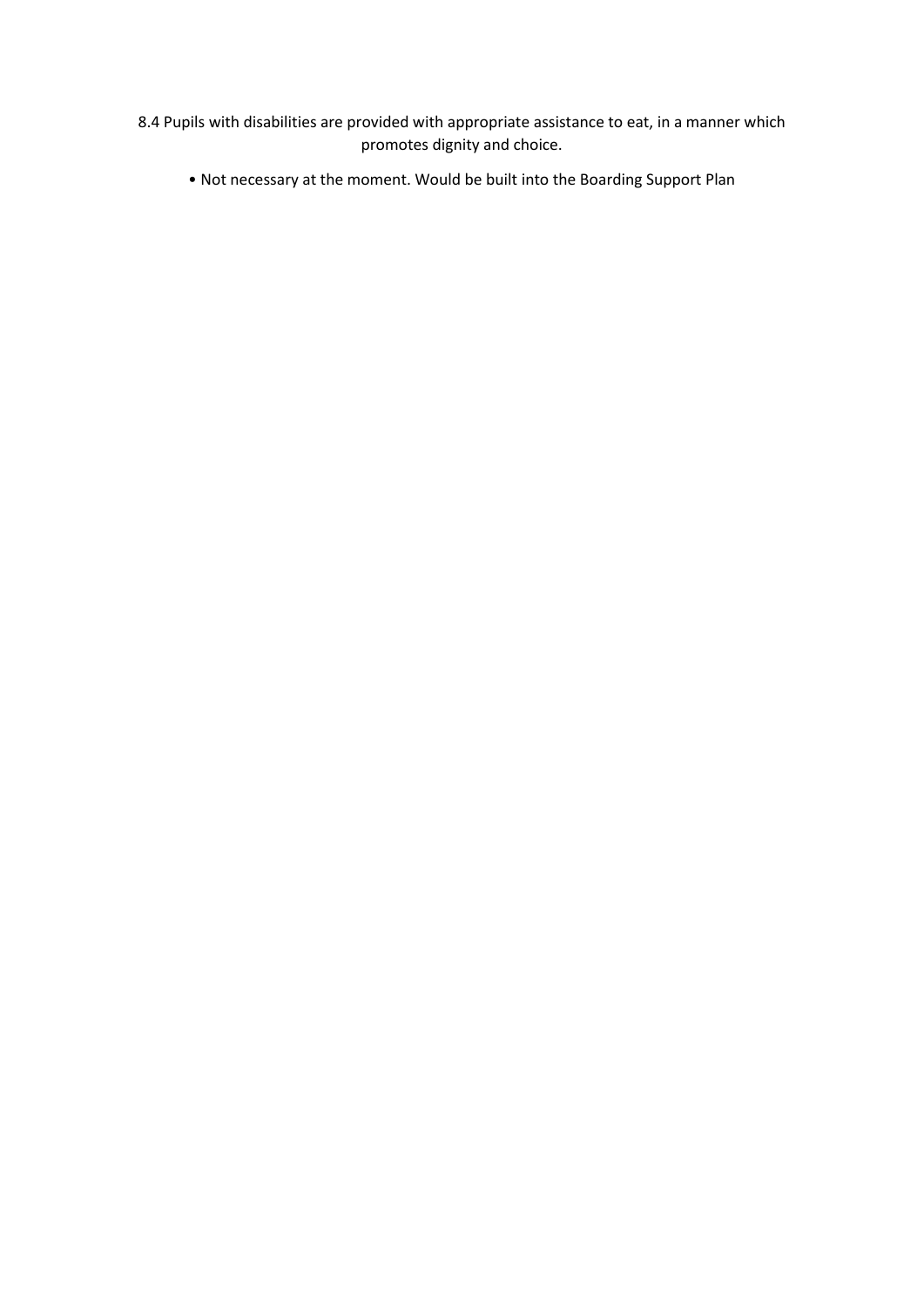8.4 Pupils with disabilities are provided with appropriate assistance to eat, in a manner which promotes dignity and choice.

- Not necessary at the moment. Would be built into the Boarding Support Plan